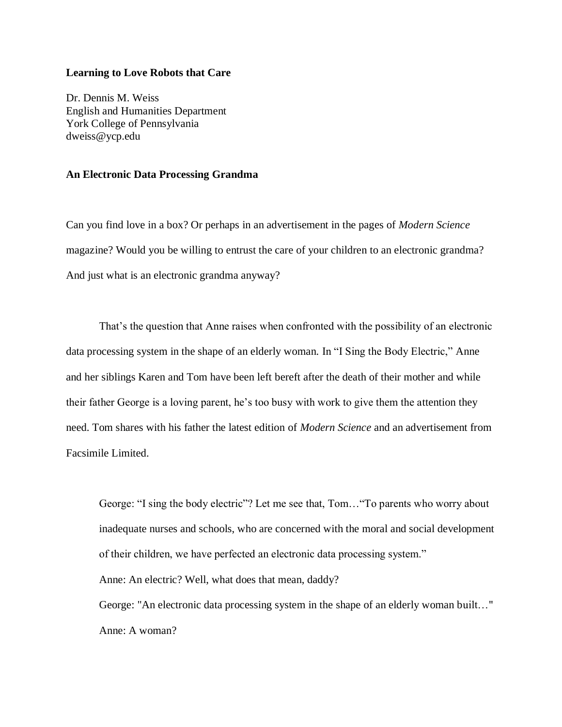# Learning to Love Robots that Care

Dr. Dennis M. Weiss
English and Humanities Department
York College of Pennsylvania
dweiss@ycp.edu

## An Electronic Data Processing Grandma

Can you find love in a box? Or perhaps in an advertisement in the pages of *Modern Science* magazine? Would you be willing to entrust the care of your children to an electronic grandma? And just what is an electronic grandma anyway?

That's the question that Anne raises when confronted with the possibility of an electronic data processing system in the shape of an elderly woman. In "I Sing the Body Electric," Anne and her siblings Karen and Tom have been left bereft after the death of their mother and while their father George is a loving parent, he's too busy with work to give them the attention they need. Tom shares with his father the latest edition of *Modern Science* and an advertisement from Facsimile Limited.

> George: "I sing the body electric"? Let me see that, Tom…"To parents who worry about inadequate nurses and schools, who are concerned with the moral and social development of their children, we have perfected an electronic data processing system."
>
> Anne: An electric? Well, what does that mean, daddy?
>
> George: "An electronic data processing system in the shape of an elderly woman built…"
>
> Anne: A woman?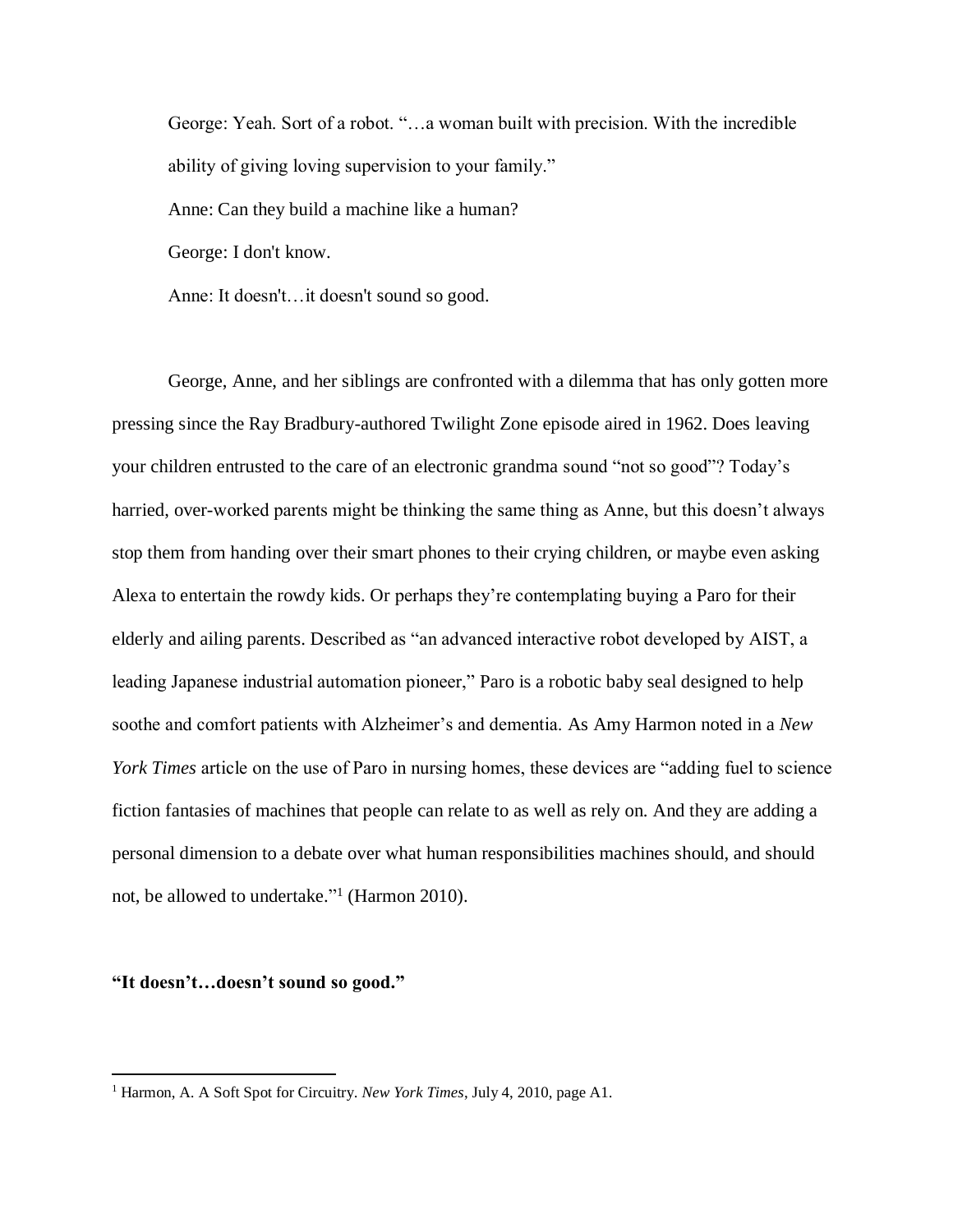George: Yeah. Sort of a robot. "…a woman built with precision. With the incredible ability of giving loving supervision to your family."

Anne: Can they build a machine like a human?

George: I don't know.

Anne: It doesn't…it doesn't sound so good.

George, Anne, and her siblings are confronted with a dilemma that has only gotten more pressing since the Ray Bradbury-authored Twilight Zone episode aired in 1962. Does leaving your children entrusted to the care of an electronic grandma sound "not so good"? Today's harried, over-worked parents might be thinking the same thing as Anne, but this doesn't always stop them from handing over their smart phones to their crying children, or maybe even asking Alexa to entertain the rowdy kids. Or perhaps they're contemplating buying a Paro for their elderly and ailing parents. Described as "an advanced interactive robot developed by AIST, a leading Japanese industrial automation pioneer," Paro is a robotic baby seal designed to help soothe and comfort patients with Alzheimer's and dementia. As Amy Harmon noted in a *New York Times* article on the use of Paro in nursing homes, these devices are "adding fuel to science fiction fantasies of machines that people can relate to as well as rely on. And they are adding a personal dimension to a debate over what human responsibilities machines should, and should not, be allowed to undertake."[1] (Harmon 2010).

**"It doesn't…doesn't sound so good."**

[1] Harmon, A. A Soft Spot for Circuitry. *New York Times*, July 4, 2010, page A1.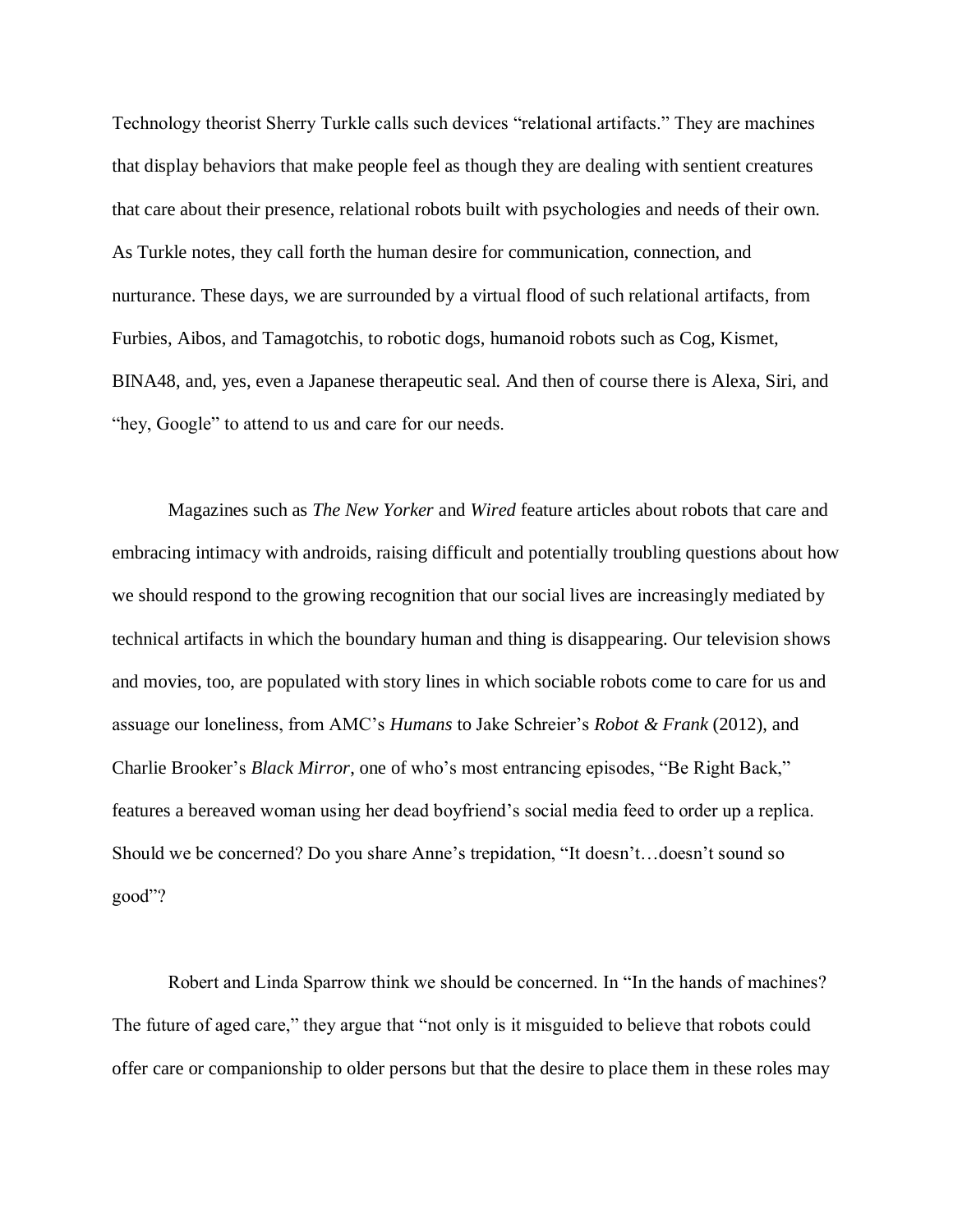Technology theorist Sherry Turkle calls such devices "relational artifacts." They are machines that display behaviors that make people feel as though they are dealing with sentient creatures that care about their presence, relational robots built with psychologies and needs of their own. As Turkle notes, they call forth the human desire for communication, connection, and nurturance. These days, we are surrounded by a virtual flood of such relational artifacts, from Furbies, Aibos, and Tamagotchis, to robotic dogs, humanoid robots such as Cog, Kismet, BINA48, and, yes, even a Japanese therapeutic seal. And then of course there is Alexa, Siri, and "hey, Google" to attend to us and care for our needs.

Magazines such as *The New Yorker* and *Wired* feature articles about robots that care and embracing intimacy with androids, raising difficult and potentially troubling questions about how we should respond to the growing recognition that our social lives are increasingly mediated by technical artifacts in which the boundary human and thing is disappearing. Our television shows and movies, too, are populated with story lines in which sociable robots come to care for us and assuage our loneliness, from AMC's *Humans* to Jake Schreier's *Robot & Frank* (2012), and Charlie Brooker's *Black Mirror*, one of who's most entrancing episodes, "Be Right Back," features a bereaved woman using her dead boyfriend's social media feed to order up a replica. Should we be concerned? Do you share Anne's trepidation, "It doesn't…doesn't sound so good"?

Robert and Linda Sparrow think we should be concerned. In "In the hands of machines? The future of aged care," they argue that "not only is it misguided to believe that robots could offer care or companionship to older persons but that the desire to place them in these roles may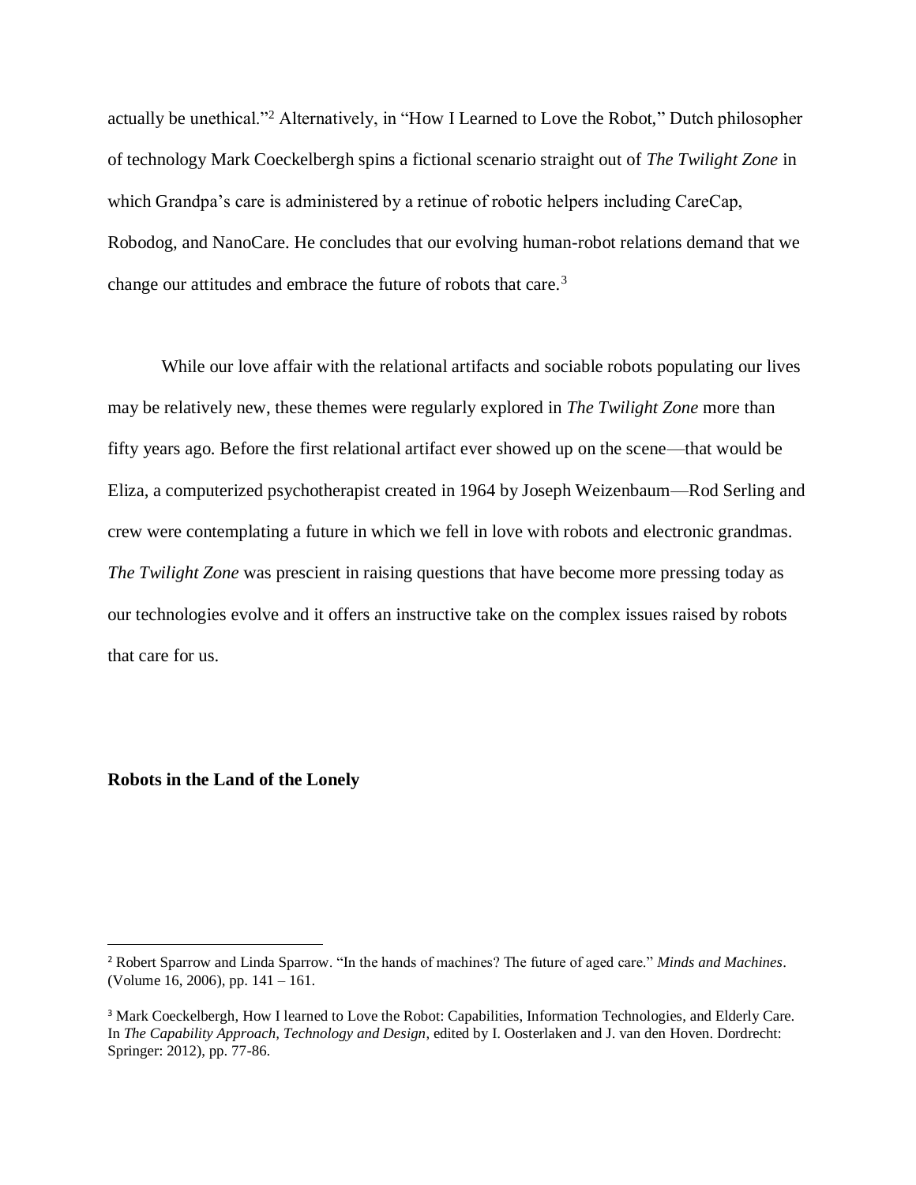actually be unethical."[2] Alternatively, in "How I Learned to Love the Robot," Dutch philosopher of technology Mark Coeckelbergh spins a fictional scenario straight out of *The Twilight Zone* in which Grandpa's care is administered by a retinue of robotic helpers including CareCap, Robodog, and NanoCare. He concludes that our evolving human-robot relations demand that we change our attitudes and embrace the future of robots that care.[3]

While our love affair with the relational artifacts and sociable robots populating our lives may be relatively new, these themes were regularly explored in *The Twilight Zone* more than fifty years ago. Before the first relational artifact ever showed up on the scene—that would be Eliza, a computerized psychotherapist created in 1964 by Joseph Weizenbaum—Rod Serling and crew were contemplating a future in which we fell in love with robots and electronic grandmas. *The Twilight Zone* was prescient in raising questions that have become more pressing today as our technologies evolve and it offers an instructive take on the complex issues raised by robots that care for us.

**Robots in the Land of the Lonely**

---

[2] Robert Sparrow and Linda Sparrow. "In the hands of machines? The future of aged care." *Minds and Machines*. (Volume 16, 2006), pp. 141 – 161.

[3] Mark Coeckelbergh, How I learned to Love the Robot: Capabilities, Information Technologies, and Elderly Care. In *The Capability Approach, Technology and Design*, edited by I. Oosterlaken and J. van den Hoven. Dordrecht: Springer: 2012), pp. 77-86.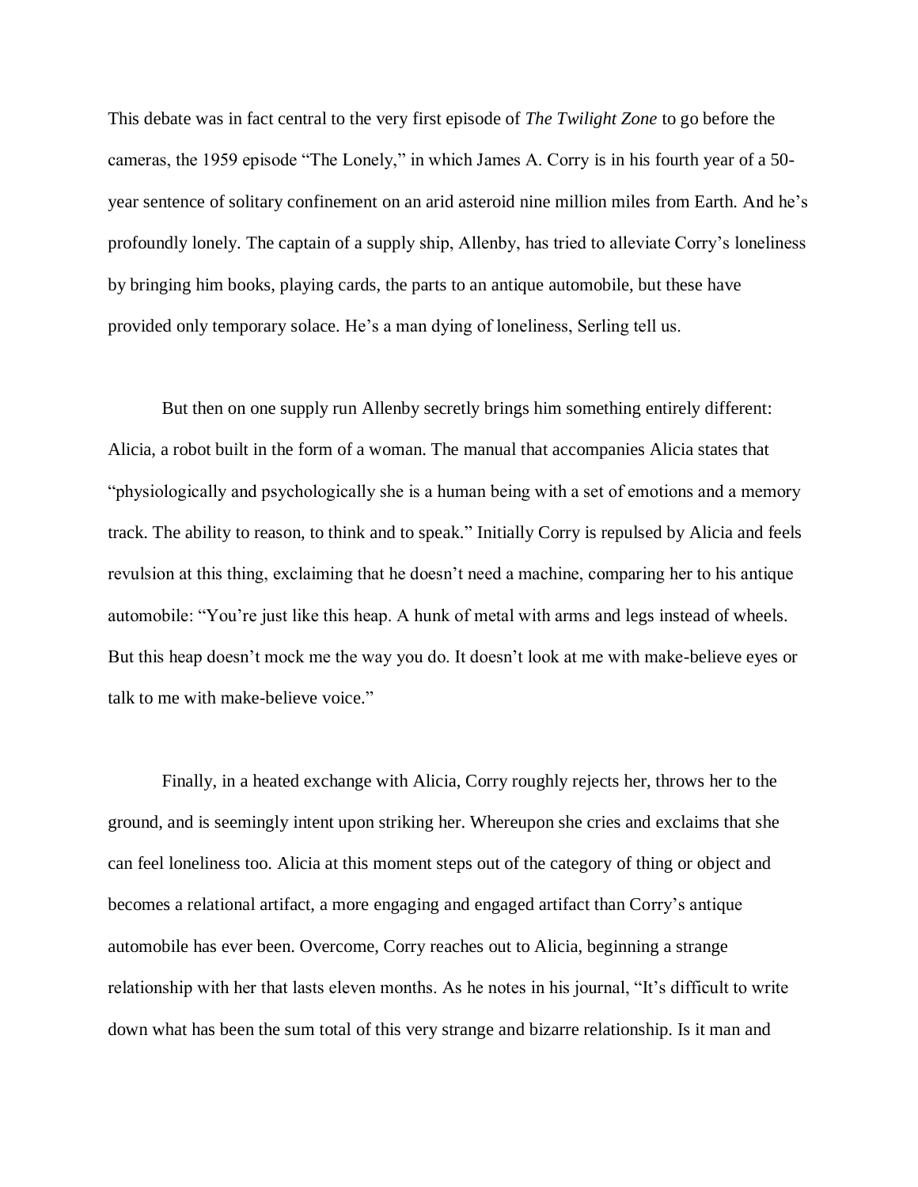This debate was in fact central to the very first episode of *The Twilight Zone* to go before the cameras, the 1959 episode "The Lonely," in which James A. Corry is in his fourth year of a 50-year sentence of solitary confinement on an arid asteroid nine million miles from Earth. And he's profoundly lonely. The captain of a supply ship, Allenby, has tried to alleviate Corry's loneliness by bringing him books, playing cards, the parts to an antique automobile, but these have provided only temporary solace. He's a man dying of loneliness, Serling tell us.

But then on one supply run Allenby secretly brings him something entirely different: Alicia, a robot built in the form of a woman. The manual that accompanies Alicia states that "physiologically and psychologically she is a human being with a set of emotions and a memory track. The ability to reason, to think and to speak." Initially Corry is repulsed by Alicia and feels revulsion at this thing, exclaiming that he doesn't need a machine, comparing her to his antique automobile: "You're just like this heap. A hunk of metal with arms and legs instead of wheels. But this heap doesn't mock me the way you do. It doesn't look at me with make-believe eyes or talk to me with make-believe voice."

Finally, in a heated exchange with Alicia, Corry roughly rejects her, throws her to the ground, and is seemingly intent upon striking her. Whereupon she cries and exclaims that she can feel loneliness too. Alicia at this moment steps out of the category of thing or object and becomes a relational artifact, a more engaging and engaged artifact than Corry's antique automobile has ever been. Overcome, Corry reaches out to Alicia, beginning a strange relationship with her that lasts eleven months. As he notes in his journal, "It's difficult to write down what has been the sum total of this very strange and bizarre relationship. Is it man and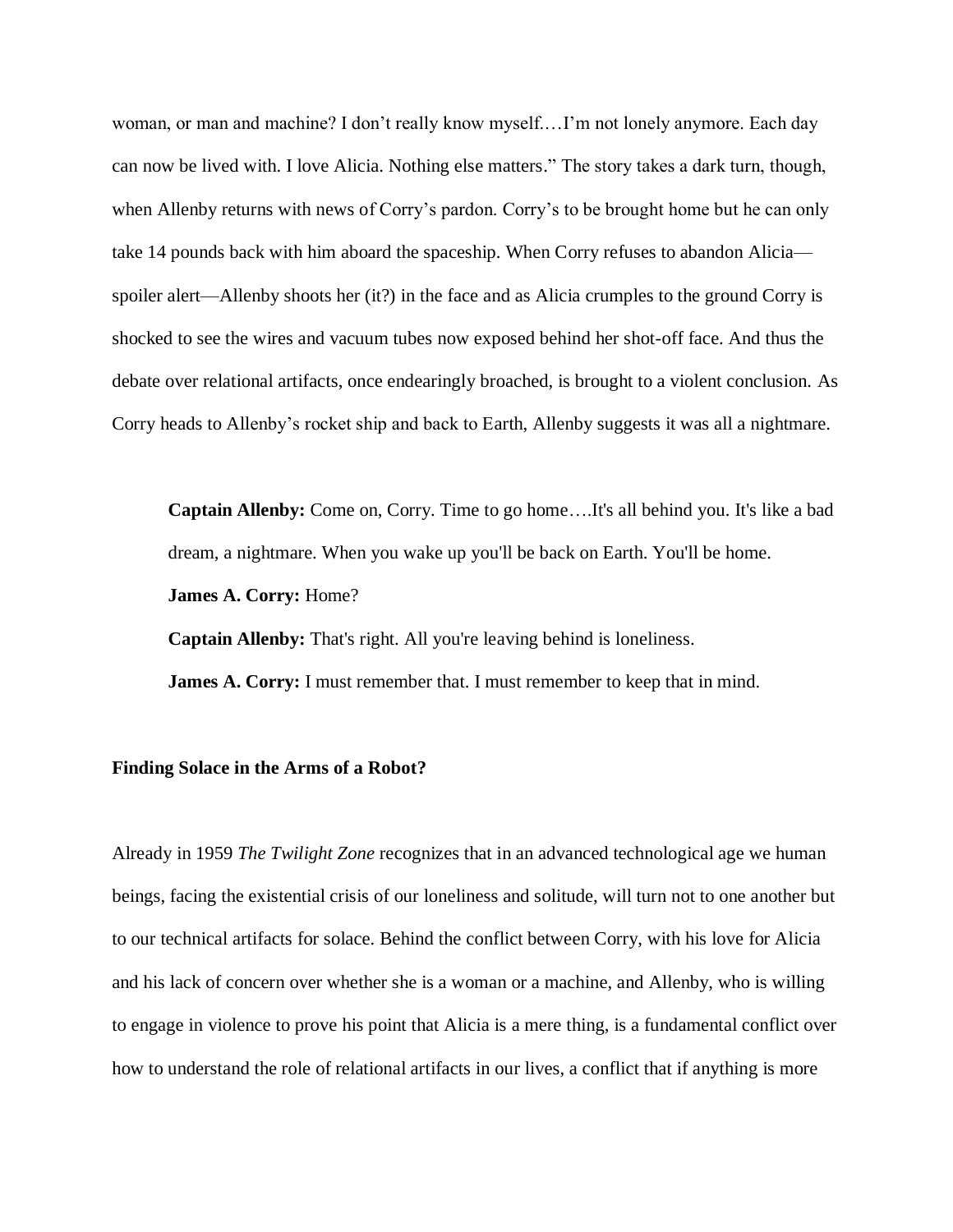woman, or man and machine? I don't really know myself.…I'm not lonely anymore. Each day can now be lived with. I love Alicia. Nothing else matters." The story takes a dark turn, though, when Allenby returns with news of Corry's pardon. Corry's to be brought home but he can only take 14 pounds back with him aboard the spaceship. When Corry refuses to abandon Alicia—spoiler alert—Allenby shoots her (it?) in the face and as Alicia crumples to the ground Corry is shocked to see the wires and vacuum tubes now exposed behind her shot-off face. And thus the debate over relational artifacts, once endearingly broached, is brought to a violent conclusion. As Corry heads to Allenby's rocket ship and back to Earth, Allenby suggests it was all a nightmare.

> **Captain Allenby:** Come on, Corry. Time to go home….It's all behind you. It's like a bad dream, a nightmare. When you wake up you'll be back on Earth. You'll be home.
>
> **James A. Corry:** Home?
>
> **Captain Allenby:** That's right. All you're leaving behind is loneliness.
>
> **James A. Corry:** I must remember that. I must remember to keep that in mind.

### Finding Solace in the Arms of a Robot?

Already in 1959 *The Twilight Zone* recognizes that in an advanced technological age we human beings, facing the existential crisis of our loneliness and solitude, will turn not to one another but to our technical artifacts for solace. Behind the conflict between Corry, with his love for Alicia and his lack of concern over whether she is a woman or a machine, and Allenby, who is willing to engage in violence to prove his point that Alicia is a mere thing, is a fundamental conflict over how to understand the role of relational artifacts in our lives, a conflict that if anything is more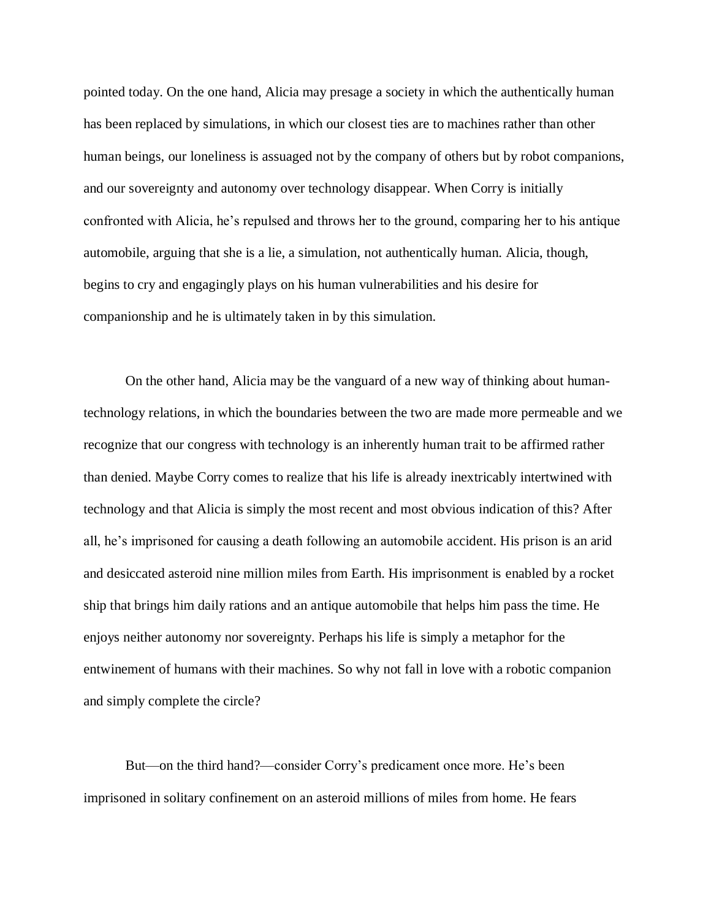pointed today. On the one hand, Alicia may presage a society in which the authentically human has been replaced by simulations, in which our closest ties are to machines rather than other human beings, our loneliness is assuaged not by the company of others but by robot companions, and our sovereignty and autonomy over technology disappear. When Corry is initially confronted with Alicia, he's repulsed and throws her to the ground, comparing her to his antique automobile, arguing that she is a lie, a simulation, not authentically human. Alicia, though, begins to cry and engagingly plays on his human vulnerabilities and his desire for companionship and he is ultimately taken in by this simulation.

On the other hand, Alicia may be the vanguard of a new way of thinking about human-technology relations, in which the boundaries between the two are made more permeable and we recognize that our congress with technology is an inherently human trait to be affirmed rather than denied. Maybe Corry comes to realize that his life is already inextricably intertwined with technology and that Alicia is simply the most recent and most obvious indication of this? After all, he's imprisoned for causing a death following an automobile accident. His prison is an arid and desiccated asteroid nine million miles from Earth. His imprisonment is enabled by a rocket ship that brings him daily rations and an antique automobile that helps him pass the time. He enjoys neither autonomy nor sovereignty. Perhaps his life is simply a metaphor for the entwinement of humans with their machines. So why not fall in love with a robotic companion and simply complete the circle?

But—on the third hand?—consider Corry's predicament once more. He's been imprisoned in solitary confinement on an asteroid millions of miles from home. He fears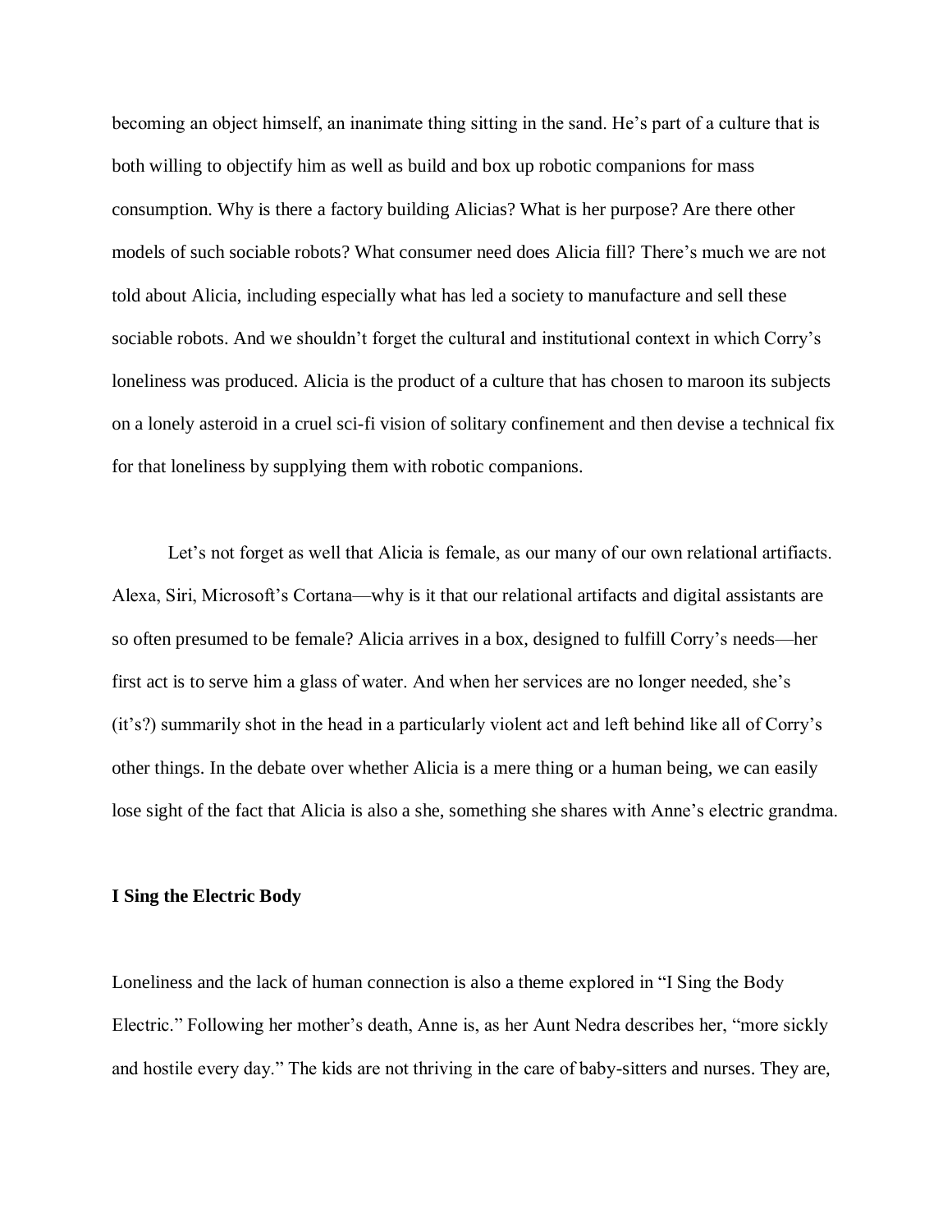becoming an object himself, an inanimate thing sitting in the sand. He's part of a culture that is both willing to objectify him as well as build and box up robotic companions for mass consumption. Why is there a factory building Alicias? What is her purpose? Are there other models of such sociable robots? What consumer need does Alicia fill? There's much we are not told about Alicia, including especially what has led a society to manufacture and sell these sociable robots. And we shouldn't forget the cultural and institutional context in which Corry's loneliness was produced. Alicia is the product of a culture that has chosen to maroon its subjects on a lonely asteroid in a cruel sci-fi vision of solitary confinement and then devise a technical fix for that loneliness by supplying them with robotic companions.

Let's not forget as well that Alicia is female, as our many of our own relational artifiacts. Alexa, Siri, Microsoft's Cortana—why is it that our relational artifacts and digital assistants are so often presumed to be female? Alicia arrives in a box, designed to fulfill Corry's needs—her first act is to serve him a glass of water. And when her services are no longer needed, she's (it's?) summarily shot in the head in a particularly violent act and left behind like all of Corry's other things. In the debate over whether Alicia is a mere thing or a human being, we can easily lose sight of the fact that Alicia is also a she, something she shares with Anne's electric grandma.

**I Sing the Electric Body**

Loneliness and the lack of human connection is also a theme explored in "I Sing the Body Electric." Following her mother's death, Anne is, as her Aunt Nedra describes her, "more sickly and hostile every day." The kids are not thriving in the care of baby-sitters and nurses. They are,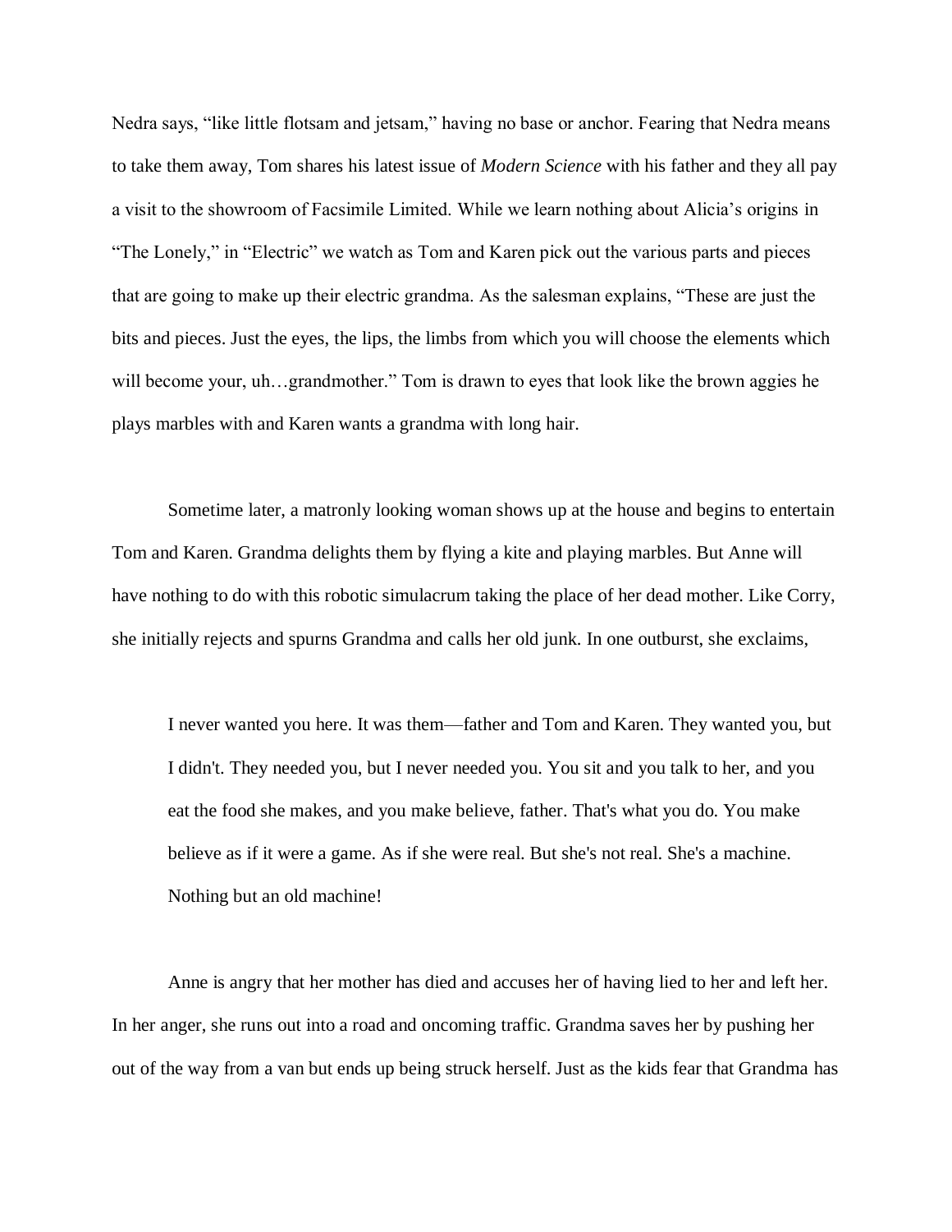Nedra says, "like little flotsam and jetsam," having no base or anchor. Fearing that Nedra means to take them away, Tom shares his latest issue of *Modern Science* with his father and they all pay a visit to the showroom of Facsimile Limited. While we learn nothing about Alicia's origins in "The Lonely," in "Electric" we watch as Tom and Karen pick out the various parts and pieces that are going to make up their electric grandma. As the salesman explains, "These are just the bits and pieces. Just the eyes, the lips, the limbs from which you will choose the elements which will become your, uh…grandmother." Tom is drawn to eyes that look like the brown aggies he plays marbles with and Karen wants a grandma with long hair.

Sometime later, a matronly looking woman shows up at the house and begins to entertain Tom and Karen. Grandma delights them by flying a kite and playing marbles. But Anne will have nothing to do with this robotic simulacrum taking the place of her dead mother. Like Corry, she initially rejects and spurns Grandma and calls her old junk. In one outburst, she exclaims,

> I never wanted you here. It was them—father and Tom and Karen. They wanted you, but I didn't. They needed you, but I never needed you. You sit and you talk to her, and you eat the food she makes, and you make believe, father. That's what you do. You make believe as if it were a game. As if she were real. But she's not real. She's a machine. Nothing but an old machine!

Anne is angry that her mother has died and accuses her of having lied to her and left her. In her anger, she runs out into a road and oncoming traffic. Grandma saves her by pushing her out of the way from a van but ends up being struck herself. Just as the kids fear that Grandma has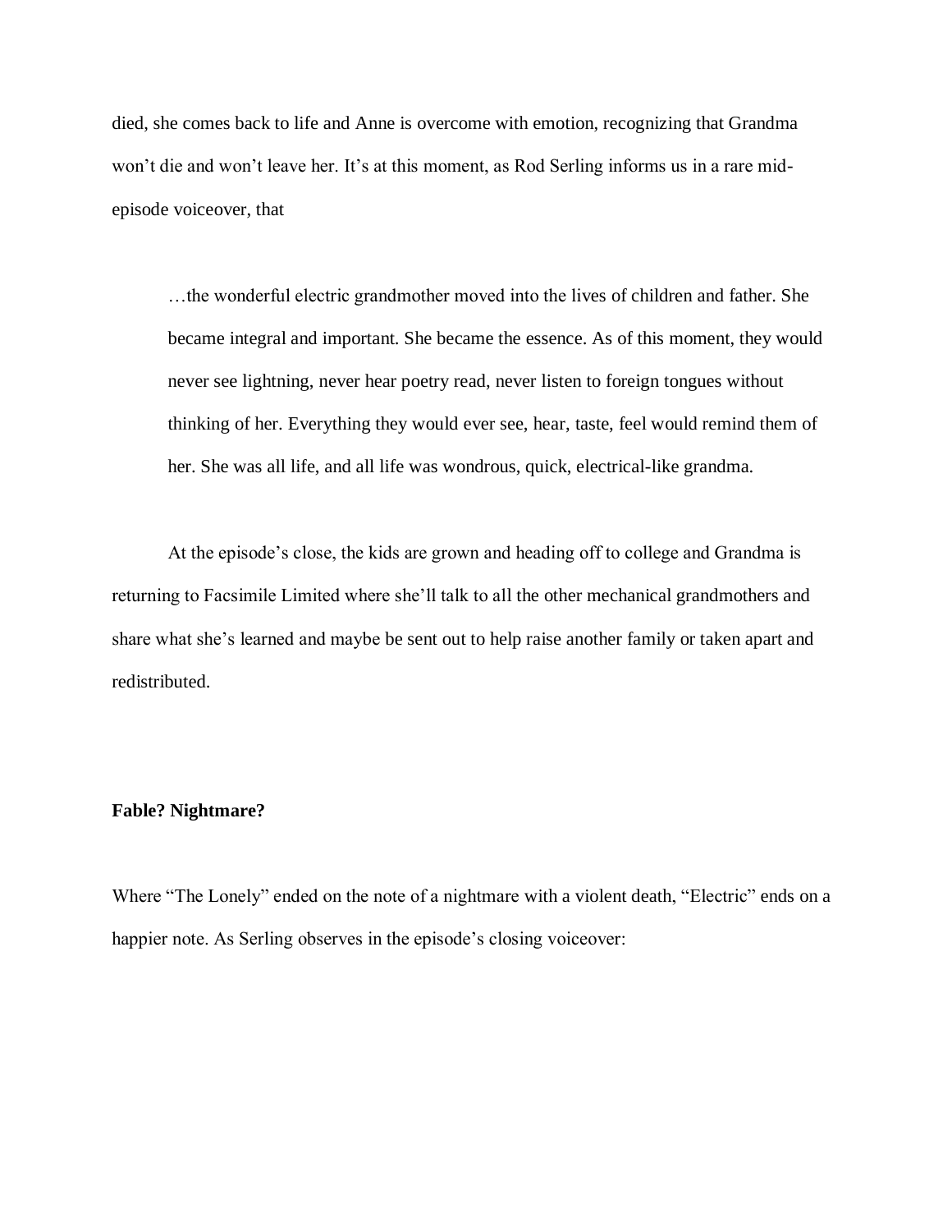died, she comes back to life and Anne is overcome with emotion, recognizing that Grandma won't die and won't leave her. It's at this moment, as Rod Serling informs us in a rare mid-episode voiceover, that

> …the wonderful electric grandmother moved into the lives of children and father. She became integral and important. She became the essence. As of this moment, they would never see lightning, never hear poetry read, never listen to foreign tongues without thinking of her. Everything they would ever see, hear, taste, feel would remind them of her. She was all life, and all life was wondrous, quick, electrical-like grandma.

At the episode's close, the kids are grown and heading off to college and Grandma is returning to Facsimile Limited where she'll talk to all the other mechanical grandmothers and share what she's learned and maybe be sent out to help raise another family or taken apart and redistributed.

**Fable? Nightmare?**

Where "The Lonely" ended on the note of a nightmare with a violent death, "Electric" ends on a happier note. As Serling observes in the episode's closing voiceover: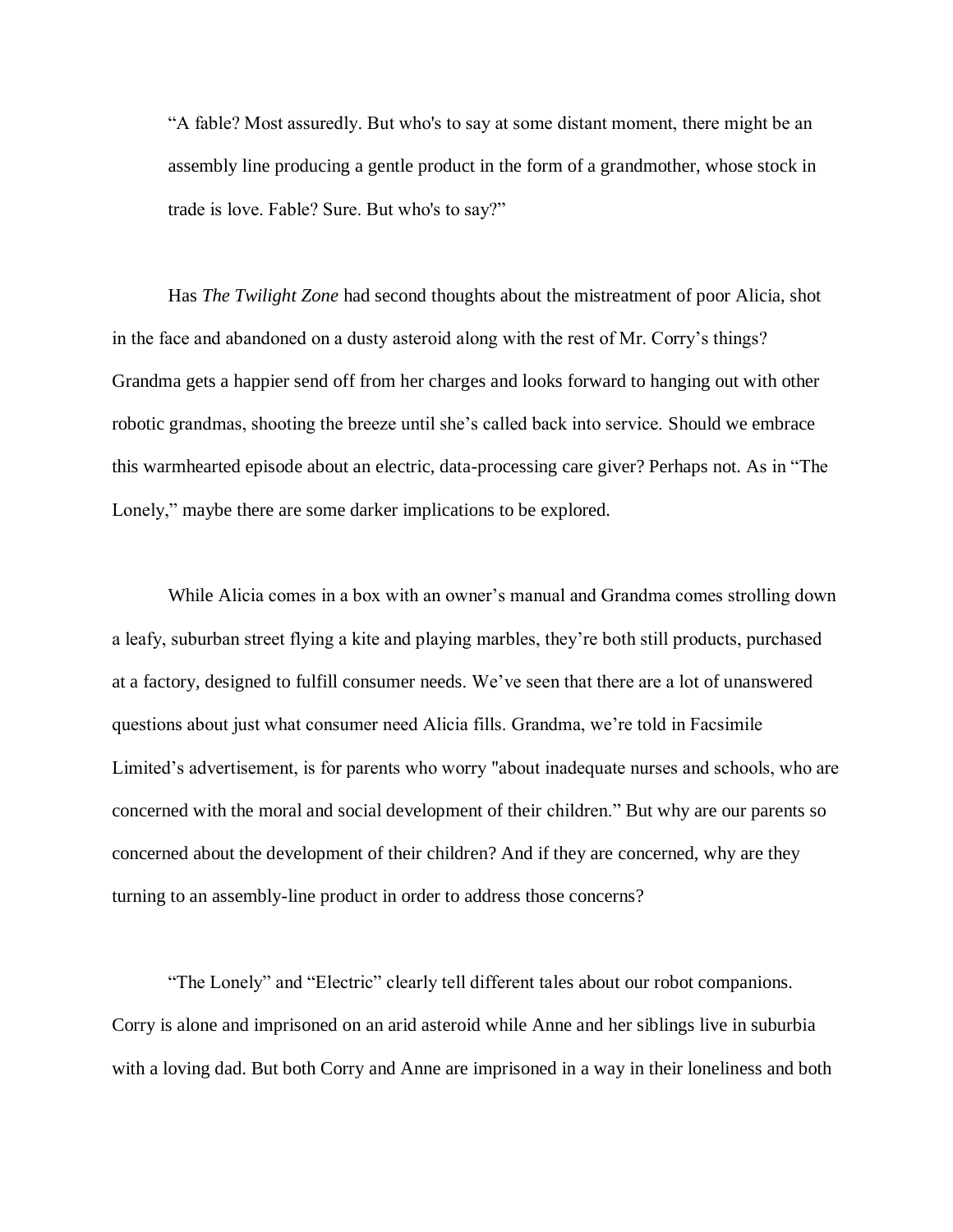"A fable? Most assuredly. But who's to say at some distant moment, there might be an assembly line producing a gentle product in the form of a grandmother, whose stock in trade is love. Fable? Sure. But who's to say?"

Has *The Twilight Zone* had second thoughts about the mistreatment of poor Alicia, shot in the face and abandoned on a dusty asteroid along with the rest of Mr. Corry's things? Grandma gets a happier send off from her charges and looks forward to hanging out with other robotic grandmas, shooting the breeze until she's called back into service. Should we embrace this warmhearted episode about an electric, data-processing care giver? Perhaps not. As in "The Lonely," maybe there are some darker implications to be explored.

While Alicia comes in a box with an owner's manual and Grandma comes strolling down a leafy, suburban street flying a kite and playing marbles, they're both still products, purchased at a factory, designed to fulfill consumer needs. We've seen that there are a lot of unanswered questions about just what consumer need Alicia fills. Grandma, we're told in Facsimile Limited's advertisement, is for parents who worry "about inadequate nurses and schools, who are concerned with the moral and social development of their children." But why are our parents so concerned about the development of their children? And if they are concerned, why are they turning to an assembly-line product in order to address those concerns?

"The Lonely" and "Electric" clearly tell different tales about our robot companions. Corry is alone and imprisoned on an arid asteroid while Anne and her siblings live in suburbia with a loving dad. But both Corry and Anne are imprisoned in a way in their loneliness and both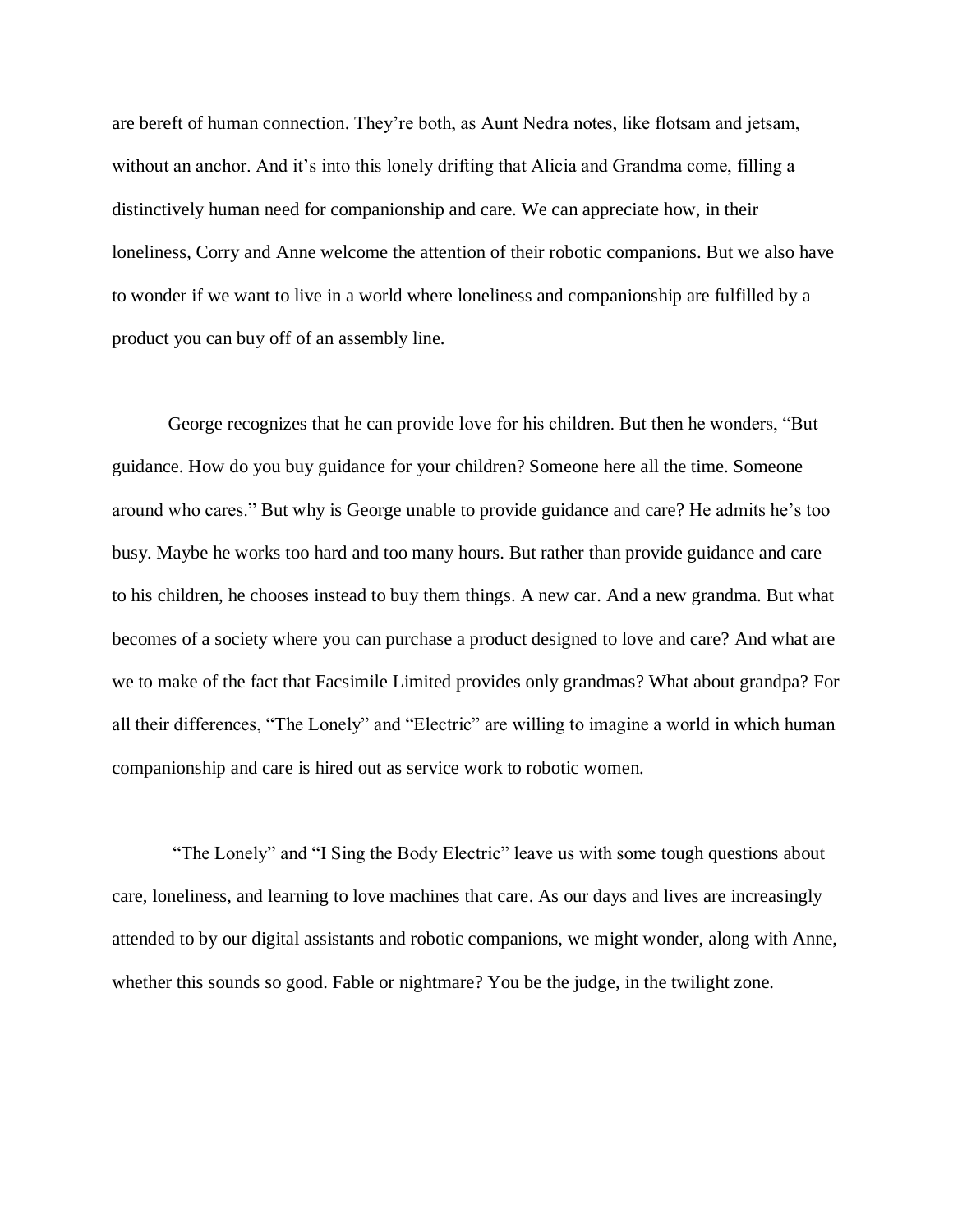are bereft of human connection. They're both, as Aunt Nedra notes, like flotsam and jetsam, without an anchor. And it's into this lonely drifting that Alicia and Grandma come, filling a distinctively human need for companionship and care. We can appreciate how, in their loneliness, Corry and Anne welcome the attention of their robotic companions. But we also have to wonder if we want to live in a world where loneliness and companionship are fulfilled by a product you can buy off of an assembly line.

George recognizes that he can provide love for his children. But then he wonders, "But guidance. How do you buy guidance for your children? Someone here all the time. Someone around who cares." But why is George unable to provide guidance and care? He admits he's too busy. Maybe he works too hard and too many hours. But rather than provide guidance and care to his children, he chooses instead to buy them things. A new car. And a new grandma. But what becomes of a society where you can purchase a product designed to love and care? And what are we to make of the fact that Facsimile Limited provides only grandmas? What about grandpa? For all their differences, "The Lonely" and "Electric" are willing to imagine a world in which human companionship and care is hired out as service work to robotic women.

"The Lonely" and "I Sing the Body Electric" leave us with some tough questions about care, loneliness, and learning to love machines that care. As our days and lives are increasingly attended to by our digital assistants and robotic companions, we might wonder, along with Anne, whether this sounds so good. Fable or nightmare? You be the judge, in the twilight zone.